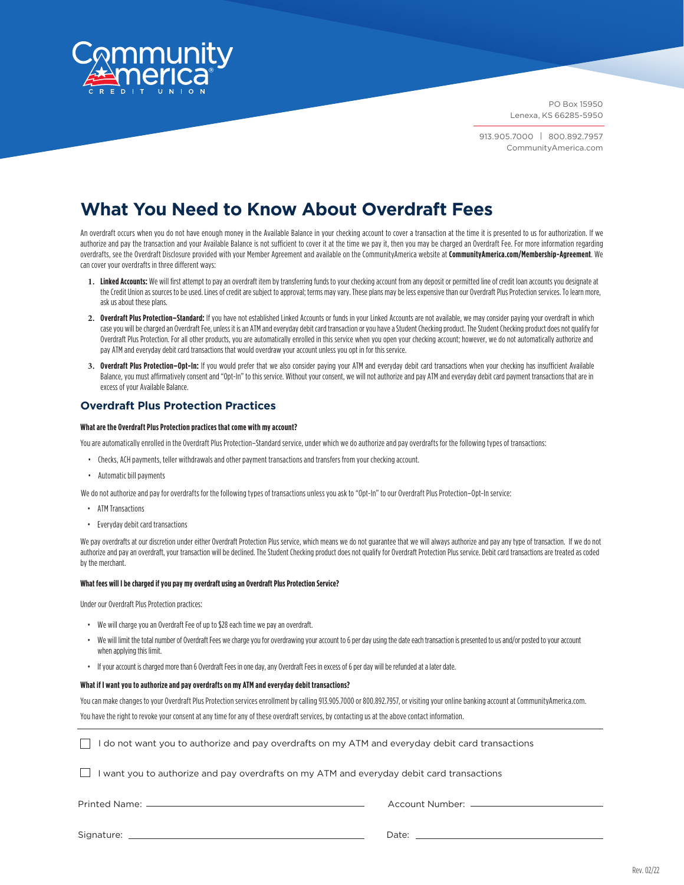CommunityAmerica
CREDIT UNION

PO Box 15950
Lenexa, KS 66285-5950

913.905.7000 | 800.892.7957
CommunityAmerica.com

# What You Need to Know About Overdraft Fees

An overdraft occurs when you do not have enough money in the Available Balance in your checking account to cover a transaction at the time it is presented to us for authorization. If we authorize and pay the transaction and your Available Balance is not sufficient to cover it at the time we pay it, then you may be charged an Overdraft Fee. For more information regarding overdrafts, see the Overdraft Disclosure provided with your Member Agreement and available on the CommunityAmerica website at **CommunityAmerica.com/Membership-Agreement**. We can cover your overdrafts in three different ways:

1. **Linked Accounts:** We will first attempt to pay an overdraft item by transferring funds to your checking account from any deposit or permitted line of credit loan accounts you designate at the Credit Union as sources to be used. Lines of credit are subject to approval; terms may vary. These plans may be less expensive than our Overdraft Plus Protection services. To learn more, ask us about these plans.
2. **Overdraft Plus Protection–Standard:** If you have not established Linked Accounts or funds in your Linked Accounts are not available, we may consider paying your overdraft in which case you will be charged an Overdraft Fee, unless it is an ATM and everyday debit card transaction or you have a Student Checking product. The Student Checking product does not qualify for Overdraft Plus Protection. For all other products, you are automatically enrolled in this service when you open your checking account; however, we do not automatically authorize and pay ATM and everyday debit card transactions that would overdraw your account unless you opt in for this service.
3. **Overdraft Plus Protection–Opt-In:** If you would prefer that we also consider paying your ATM and everyday debit card transactions when your checking has insufficient Available Balance, you must affirmatively consent and "Opt-In" to this service. Without your consent, we will not authorize and pay ATM and everyday debit card payment transactions that are in excess of your Available Balance.

## Overdraft Plus Protection Practices

**What are the Overdraft Plus Protection practices that come with my account?**

You are automatically enrolled in the Overdraft Plus Protection–Standard service, under which we do authorize and pay overdrafts for the following types of transactions:

- Checks, ACH payments, teller withdrawals and other payment transactions and transfers from your checking account.
- Automatic bill payments

We do not authorize and pay for overdrafts for the following types of transactions unless you ask to "Opt-In" to our Overdraft Plus Protection–Opt-In service:

- ATM Transactions
- Everyday debit card transactions

We pay overdrafts at our discretion under either Overdraft Protection Plus service, which means we do not guarantee that we will always authorize and pay any type of transaction. If we do not authorize and pay an overdraft, your transaction will be declined. The Student Checking product does not qualify for Overdraft Protection Plus service. Debit card transactions are treated as coded by the merchant.

**What fees will I be charged if you pay my overdraft using an Overdraft Plus Protection Service?**

Under our Overdraft Plus Protection practices:

- We will charge you an Overdraft Fee of up to $28 each time we pay an overdraft.
- We will limit the total number of Overdraft Fees we charge you for overdrawing your account to 6 per day using the date each transaction is presented to us and/or posted to your account when applying this limit.
- If your account is charged more than 6 Overdraft Fees in one day, any Overdraft Fees in excess of 6 per day will be refunded at a later date.

**What if I want you to authorize and pay overdrafts on my ATM and everyday debit transactions?**

You can make changes to your Overdraft Plus Protection services enrollment by calling 913.905.7000 or 800.892.7957, or visiting your online banking account at CommunityAmerica.com.

You have the right to revoke your consent at any time for any of these overdraft services, by contacting us at the above contact information.

☐ I do not want you to authorize and pay overdrafts on my ATM and everyday debit card transactions

☐ I want you to authorize and pay overdrafts on my ATM and everyday debit card transactions

Printed Name: ____________________ Account Number: ____________________

Signature: ____________________ Date: ____________________

Rev. 02/22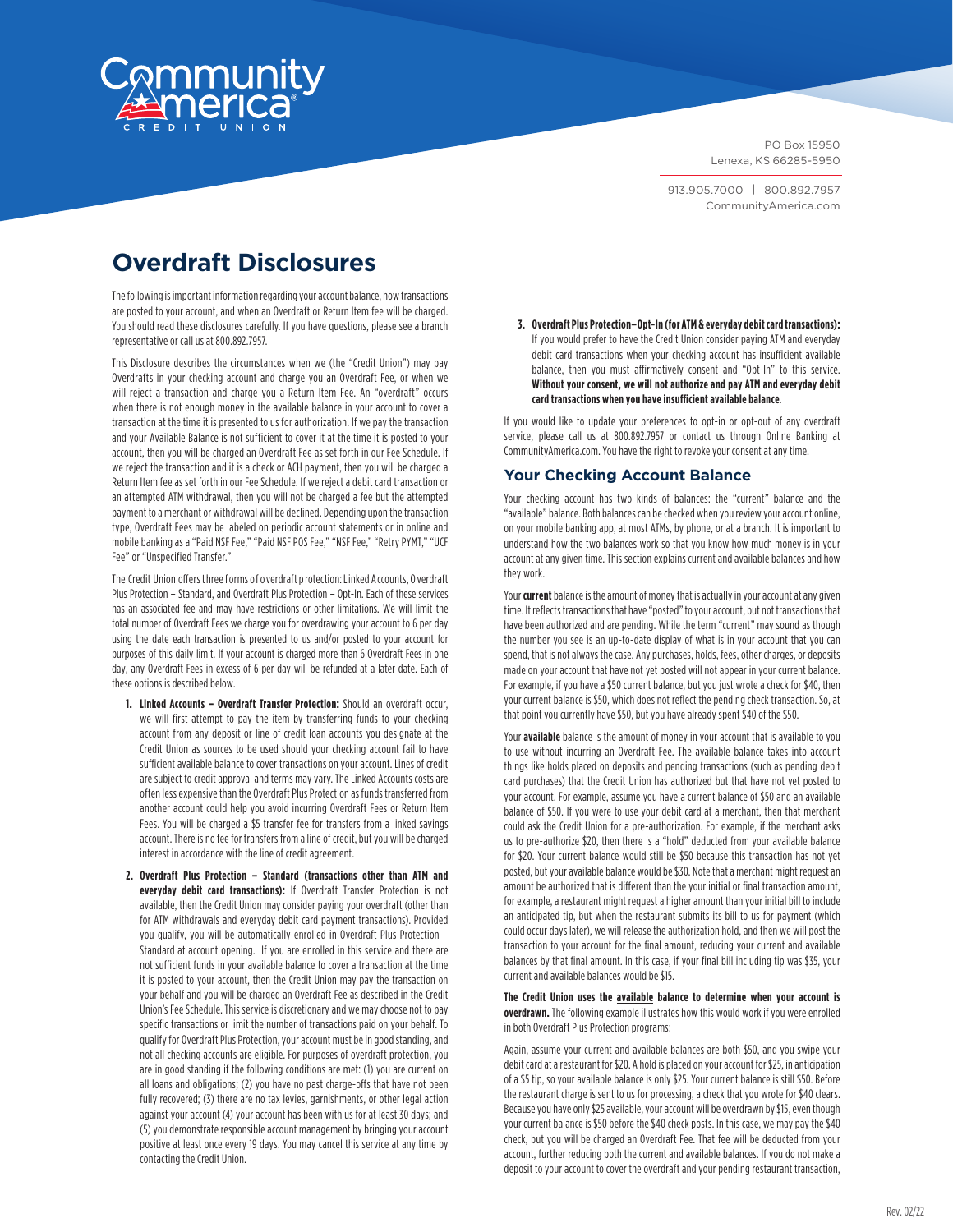# Overdraft Disclosures

The following is important information regarding your account balance, how transactions are posted to your account, and when an Overdraft or Return Item fee will be charged. You should read these disclosures carefully. If you have questions, please see a branch representative or call us at 800.892.7957.

This Disclosure describes the circumstances when we (the "Credit Union") may pay Overdrafts in your checking account and charge you an Overdraft Fee, or when we will reject a transaction and charge you a Return Item Fee. An "overdraft" occurs when there is not enough money in the available balance in your account to cover a transaction at the time it is presented to us for authorization. If we pay the transaction and your Available Balance is not sufficient to cover it at the time it is posted to your account, then you will be charged an Overdraft Fee as set forth in our Fee Schedule. If we reject the transaction and it is a check or ACH payment, then you will be charged a Return Item fee as set forth in our Fee Schedule. If we reject a debit card transaction or an attempted ATM withdrawal, then you will not be charged a fee but the attempted payment to a merchant or withdrawal will be declined. Depending upon the transaction type, Overdraft Fees may be labeled on periodic account statements or in online and mobile banking as a "Paid NSF Fee," "Paid NSF POS Fee," "NSF Fee," "Retry PYMT," "UCF Fee" or "Unspecified Transfer."

The Credit Union offers three forms of overdraft protection: Linked Accounts, Overdraft Plus Protection – Standard, and Overdraft Plus Protection – Opt-In. Each of these services has an associated fee and may have restrictions or other limitations. We will limit the total number of Overdraft Fees we charge you for overdrawing your account to 6 per day using the date each transaction is presented to us and/or posted to your account for purposes of this daily limit. If your account is charged more than 6 Overdraft Fees in one day, any Overdraft Fees in excess of 6 per day will be refunded at a later date. Each of these options is described below.

1. **Linked Accounts – Overdraft Transfer Protection:** Should an overdraft occur, we will first attempt to pay the item by transferring funds to your checking account from any deposit or line of credit loan accounts you designate at the Credit Union as sources to be used should your checking account fail to have sufficient available balance to cover transactions on your account. Lines of credit are subject to credit approval and terms may vary. The Linked Accounts costs are often less expensive than the Overdraft Plus Protection as funds transferred from another account could help you avoid incurring Overdraft Fees or Return Item Fees. You will be charged a $5 transfer fee for transfers from a linked savings account. There is no fee for transfers from a line of credit, but you will be charged interest in accordance with the line of credit agreement.

2. **Overdraft Plus Protection – Standard (transactions other than ATM and everyday debit card transactions):** If Overdraft Transfer Protection is not available, then the Credit Union may consider paying your overdraft (other than for ATM withdrawals and everyday debit card payment transactions). Provided you qualify, you will be automatically enrolled in Overdraft Plus Protection – Standard at account opening. If you are enrolled in this service and there are not sufficient funds in your available balance to cover a transaction at the time it is posted to your account, then the Credit Union may pay the transaction on your behalf and you will be charged an Overdraft Fee as described in the Credit Union's Fee Schedule. This service is discretionary and we may choose not to pay specific transactions or limit the number of transactions paid on your behalf. To qualify for Overdraft Plus Protection, your account must be in good standing, and not all checking accounts are eligible. For purposes of overdraft protection, you are in good standing if the following conditions are met: (1) you are current on all loans and obligations; (2) you have no past charge-offs that have not been fully recovered; (3) there are no tax levies, garnishments, or other legal action against your account (4) your account has been with us for at least 30 days; and (5) you demonstrate responsible account management by bringing your account positive at least once every 19 days. You may cancel this service at any time by contacting the Credit Union.

3. **Overdraft Plus Protection—Opt-In (for ATM & everyday debit card transactions):** If you would prefer to have the Credit Union consider paying ATM and everyday debit card transactions when your checking account has insufficient available balance, then you must affirmatively consent and "Opt-In" to this service. **Without your consent, we will not authorize and pay ATM and everyday debit card transactions when you have insufficient available balance**.

If you would like to update your preferences to opt-in or opt-out of any overdraft service, please call us at 800.892.7957 or contact us through Online Banking at CommunityAmerica.com. You have the right to revoke your consent at any time.

## Your Checking Account Balance

Your checking account has two kinds of balances: the "current" balance and the "available" balance. Both balances can be checked when you review your account online, on your mobile banking app, at most ATMs, by phone, or at a branch. It is important to understand how the two balances work so that you know how much money is in your account at any given time. This section explains current and available balances and how they work.

Your **current** balance is the amount of money that is actually in your account at any given time. It reflects transactions that have "posted" to your account, but not transactions that have been authorized and are pending. While the term "current" may sound as though the number you see is an up-to-date display of what is in your account that you can spend, that is not always the case. Any purchases, holds, fees, other charges, or deposits made on your account that have not yet posted will not appear in your current balance. For example, if you have a $50 current balance, but you just wrote a check for $40, then your current balance is $50, which does not reflect the pending check transaction. So, at that point you currently have $50, but you have already spent $40 of the $50.

Your **available** balance is the amount of money in your account that is available to you to use without incurring an Overdraft Fee. The available balance takes into account things like holds placed on deposits and pending transactions (such as pending debit card purchases) that the Credit Union has authorized but that have not yet posted to your account. For example, assume you have a current balance of $50 and an available balance of $50. If you were to use your debit card at a merchant, then that merchant could ask the Credit Union for a pre-authorization. For example, if the merchant asks us to pre-authorize $20, then there is a "hold" deducted from your available balance for $20. Your current balance would still be $50 because this transaction has not yet posted, but your available balance would be $30. Note that a merchant might request an amount be authorized that is different than the your initial or final transaction amount, for example, a restaurant might request a higher amount than your initial bill to include an anticipated tip, but when the restaurant submits its bill to us for payment (which could occur days later), we will release the authorization hold, and then we will post the transaction to your account for the final amount, reducing your current and available balances by that final amount. In this case, if your final bill including tip was $35, your current and available balances would be $15.

**The Credit Union uses the available balance to determine when your account is overdrawn.** The following example illustrates how this would work if you were enrolled in both Overdraft Plus Protection programs:

Again, assume your current and available balances are both $50, and you swipe your debit card at a restaurant for $20. A hold is placed on your account for $25, in anticipation of a $5 tip, so your available balance is only $25. Your current balance is still $50. Before the restaurant charge is sent to us for processing, a check that you wrote for $40 clears. Because you have only $25 available, your account will be overdrawn by $15, even though your current balance is $50 before the $40 check posts. In this case, we may pay the $40 check, but you will be charged an Overdraft Fee. That fee will be deducted from your account, further reducing both the current and available balances. If you do not make a deposit to your account to cover the overdraft and your pending restaurant transaction,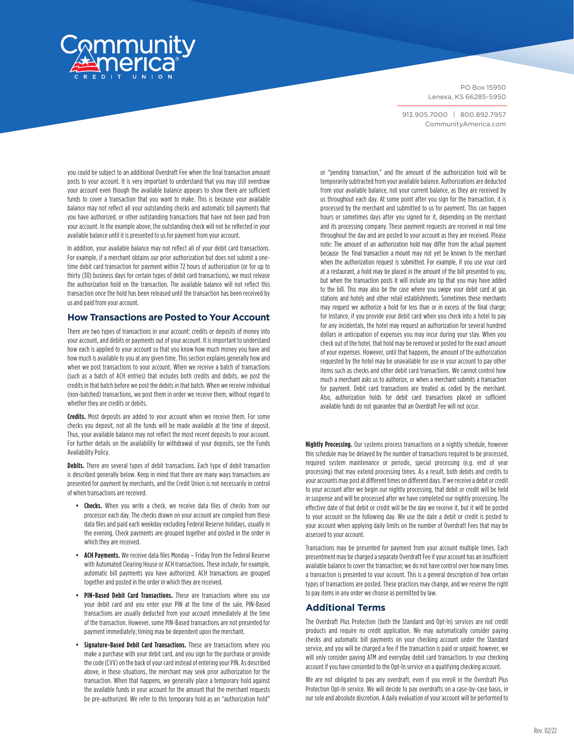you could be subject to an additional Overdraft Fee when the final transaction amount posts to your account. It is very important to understand that you may still overdraw your account even though the available balance appears to show there are sufficient funds to cover a transaction that you want to make. This is because your available balance may not reflect all your outstanding checks and automatic bill payments that you have authorized, or other outstanding transactions that have not been paid from your account. In the example above, the outstanding check will not be reflected in your available balance until it is presented to us for payment from your account.

In addition, your available balance may not reflect all of your debit card transactions. For example, if a merchant obtains our prior authorization but does not submit a one-time debit card transaction for payment within 72 hours of authorization (or for up to thirty (30) business days for certain types of debit card transactions), we must release the authorization hold on the transaction. The available balance will not reflect this transaction once the hold has been released until the transaction has been received by us and paid from your account.

## How Transactions are Posted to Your Account

There are two types of transactions in your account: credits or deposits of money into your account, and debits or payments out of your account. It is important to understand how each is applied to your account so that you know how much money you have and how much is available to you at any given time. This section explains generally how and when we post transactions to your account. When we receive a batch of transactions (such as a batch of ACH entries) that includes both credits and debits, we post the credits in that batch before we post the debits in that batch. When we receive individual (non-batched) transactions, we post them in order we receive them, without regard to whether they are credits or debits.

**Credits.** Most deposits are added to your account when we receive them. For some checks you deposit, not all the funds will be made available at the time of deposit. Thus, your available balance may not reflect the most recent deposits to your account. For further details on the availability for withdrawal of your deposits, see the Funds Availability Policy.

**Debits.** There are several types of debit transactions. Each type of debit transaction is described generally below. Keep in mind that there are many ways transactions are presented for payment by merchants, and the Credit Union is not necessarily in control of when transactions are received.

- **Checks.** When you write a check, we receive data files of checks from our processor each day. The checks drawn on your account are compiled from these data files and paid each weekday excluding Federal Reserve holidays, usually in the evening. Check payments are grouped together and posted in the order in which they are received.
- **ACH Payments.** We receive data files Monday – Friday from the Federal Reserve with Automated Clearing House or ACH transactions. These include, for example, automatic bill payments you have authorized. ACH transactions are grouped together and posted in the order in which they are received.
- **PIN-Based Debit Card Transactions.** These are transactions where you use your debit card and you enter your PIN at the time of the sale. PIN-Based transactions are usually deducted from your account immediately at the time of the transaction. However, some PIN-Based transactions are not presented for payment immediately; timing may be dependent upon the merchant.
- **Signature-Based Debit Card Transactions.** These are transactions where you make a purchase with your debit card, and you sign for the purchase or provide the code (CVV) on the back of your card instead of entering your PIN. As described above, in these situations, the merchant may seek prior authorization for the transaction. When that happens, we generally place a temporary hold against the available funds in your account for the amount that the merchant requests be pre-authorized. We refer to this temporary hold as an "authorization hold" or "pending transaction," and the amount of the authorization hold will be temporarily subtracted from your available balance. Authorizations are deducted from your available balance, not your current balance, as they are received by us throughout each day. At some point after you sign for the transaction, it is processed by the merchant and submitted to us for payment. This can happen hours or sometimes days after you signed for it, depending on the merchant and its processing company. These payment requests are received in real time throughout the day and are posted to your account as they are received. Please note: The amount of an authorization hold may differ from the actual payment because the final transaction a mount may not yet be known to the merchant when the authorization request is submitted. For example, if you use your card at a restaurant, a hold may be placed in the amount of the bill presented to you, but when the transaction posts it will include any tip that you may have added to the bill. This may also be the case where you swipe your debit card at gas stations and hotels and other retail establishments. Sometimes these merchants may request we authorize a hold for less than or in excess of the final charge; for instance, if you provide your debit card when you check into a hotel to pay for any incidentals, the hotel may request an authorization for several hundred dollars in anticipation of expenses you may incur during your stay. When you check out of the hotel, that hold may be removed or posted for the exact amount of your expenses. However, until that happens, the amount of the authorization requested by the hotel may be unavailable for use in your account to pay other items such as checks and other debit card transactions. We cannot control how much a merchant asks us to authorize, or when a merchant submits a transaction for payment. Debit card transactions are treated as coded by the merchant. Also, authorization holds for debit card transactions placed on sufficient available funds do not guarantee that an Overdraft Fee will not occur.

**Nightly Processing.** Our systems process transactions on a nightly schedule, however this schedule may be delayed by the number of transactions required to be processed, required system maintenance or periodic, special processing (e.g. end of year processing) that may extend processing times. As a result, both debits and credits to your accounts may post at different times on different days. If we receive a debit or credit to your account after we begin our nightly processing, that debit or credit will be held in suspense and will be processed after we have completed our nightly processing. The effective date of that debit or credit will be the day we receive it, but it will be posted to your account on the following day. We use the date a debit or credit is posted to your account when applying daily limits on the number of Overdraft Fees that may be assessed to your account.

Transactions may be presented for payment from your account multiple times. Each presentment may be charged a separate Overdraft Fee if your account has an insufficient available balance to cover the transaction; we do not have control over how many times a transaction is presented to your account. This is a general description of how certain types of transactions are posted. These practices may change, and we reserve the right to pay items in any order we choose as permitted by law.

## Additional Terms

The Overdraft Plus Protection (both the Standard and Opt-In) services are not credit products and require no credit application. We may automatically consider paying checks and automatic bill payments on your checking account under the Standard service, and you will be charged a fee if the transaction is paid or unpaid; however, we will only consider paying ATM and everyday debit card transactions to your checking account if you have consented to the Opt-In service on a qualifying checking account.

We are not obligated to pay any overdraft, even if you enroll in the Overdraft Plus Protection Opt-In service. We will decide to pay overdrafts on a case-by-case basis, in our sole and absolute discretion. A daily evaluation of your account will be performed to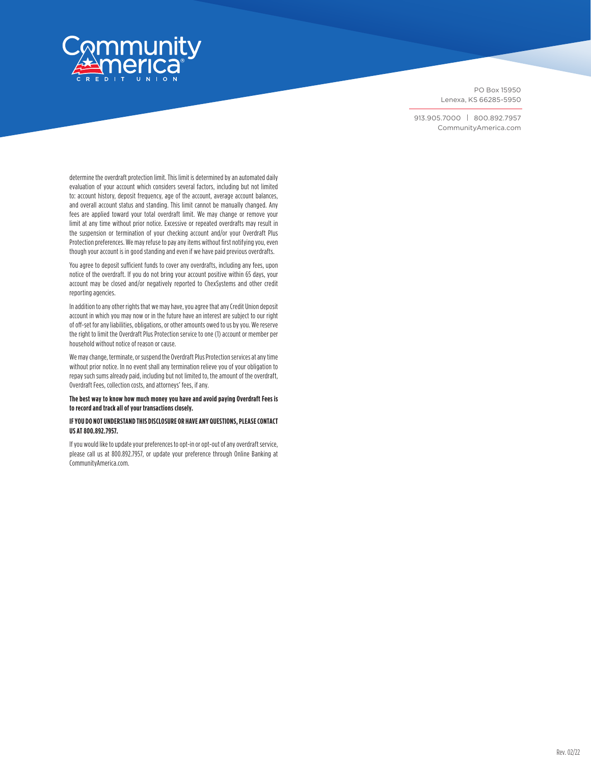PO Box 15950
Lenexa, KS 66285-5950

913.905.7000 | 800.892.7957
CommunityAmerica.com

determine the overdraft protection limit. This limit is determined by an automated daily evaluation of your account which considers several factors, including but not limited to: account history, deposit frequency, age of the account, average account balances, and overall account status and standing. This limit cannot be manually changed. Any fees are applied toward your total overdraft limit. We may change or remove your limit at any time without prior notice. Excessive or repeated overdrafts may result in the suspension or termination of your checking account and/or your Overdraft Plus Protection preferences. We may refuse to pay any items without first notifying you, even though your account is in good standing and even if we have paid previous overdrafts.

You agree to deposit sufficient funds to cover any overdrafts, including any fees, upon notice of the overdraft. If you do not bring your account positive within 65 days, your account may be closed and/or negatively reported to ChexSystems and other credit reporting agencies.

In addition to any other rights that we may have, you agree that any Credit Union deposit account in which you may now or in the future have an interest are subject to our right of off-set for any liabilities, obligations, or other amounts owed to us by you. We reserve the right to limit the Overdraft Plus Protection service to one (1) account or member per household without notice of reason or cause.

We may change, terminate, or suspend the Overdraft Plus Protection services at any time without prior notice. In no event shall any termination relieve you of your obligation to repay such sums already paid, including but not limited to, the amount of the overdraft, Overdraft Fees, collection costs, and attorneys' fees, if any.

**The best way to know how much money you have and avoid paying Overdraft Fees is to record and track all of your transactions closely.**

**IF YOU DO NOT UNDERSTAND THIS DISCLOSURE OR HAVE ANY QUESTIONS, PLEASE CONTACT US AT 800.892.7957.**

If you would like to update your preferences to opt-in or opt-out of any overdraft service, please call us at 800.892.7957, or update your preference through Online Banking at CommunityAmerica.com.

Rev. 02/22